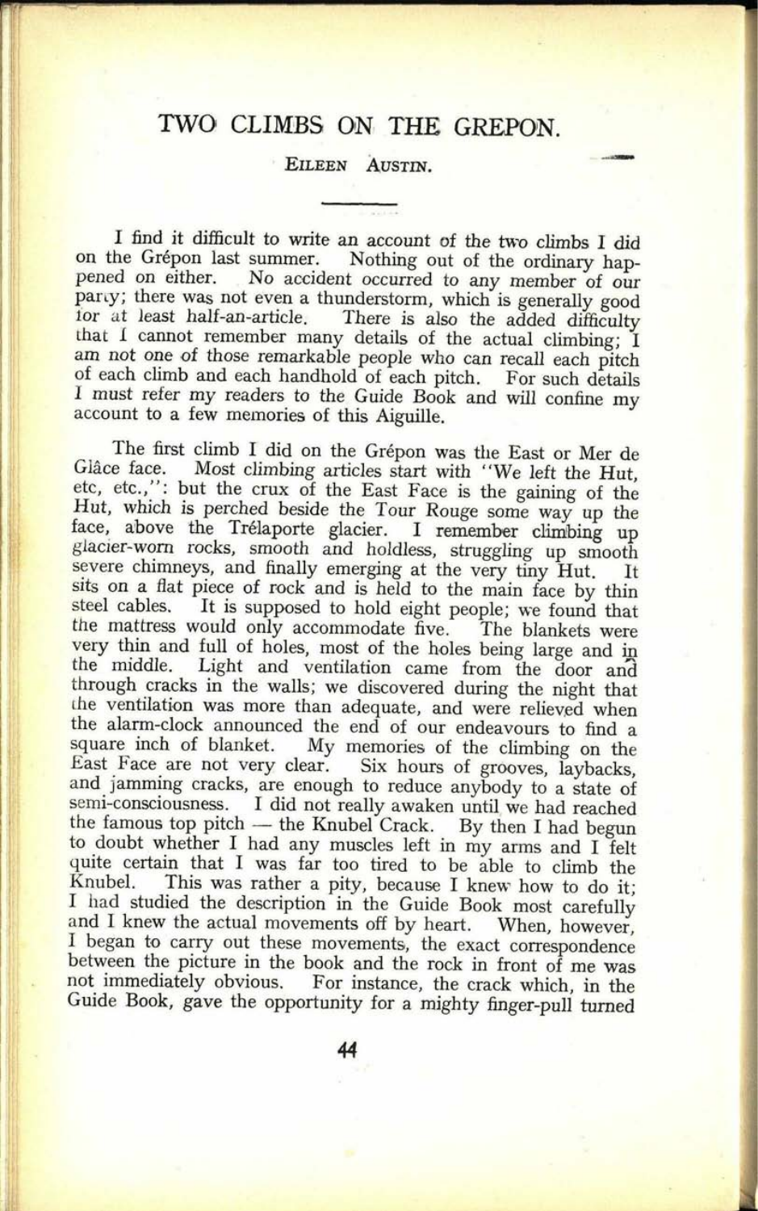# TWO CLIMBS ON THE GREPON.

EILEEN AUSTIN.

I find it difficult to write an account of the two climbs I did on the Grépon last summer. Nothing out of the ordinary happened on either. No accident occurred to any member of our party; there was not even a thunderstorm, which is generally good for at least half-an-article. There is also the added difficulty that I cannot remember many details of the actual climbing; I am not one of those remarkable people who can recall each pitch of each climb and each handhold of each pitch. For such details I must refer my readers to the Guide Book and will confine my account to a few memories of this Aiguille.

The first climb I did on the Grépon was the East or Mer de Glâce face. Most climbing articles start with "We left the Hut, etc, etc.,": but the crux of the East Face is the gaining of the Hut, which is perched beside the Tour Rouge some way up the face, above the Trélaporte glacier. I remember climbing up glacier-worn rocks, smooth and holdless, struggling up smooth severe chimneys, and finally emerging at the very tiny Hut. It sits on a flat piece of rock and is held to the main face by thin steel cables. It is supposed to hold eight people; we found that the mattress would only accommodate five. The blankets were very thin and full of holes, most of the holes being large and in the middle. Light and ventilation came from the door and through cracks in the walls; we discovered during the night that the ventilation was more than adequate, and were relieved when the alarm-clock announced the end of our endeavours to find a square inch of blanket. My memories of the climbing on the East Face are not very clear. Six hours of grooves, laybacks, and jamming cracks, are enough to reduce anybody to a state of semi-consciousness. I did not really awaken until we had reached the famous top pitch — the Knubel Crack. By then I had begun to doubt whether I had any muscles left in my arms and I felt quite certain that I was far too tired to be able to climb the Knubel. This was rather a pity, because I knew how to do it; I had studied the description in the Guide Book most carefully and I knew the actual movements off by heart. When, however, I began to carry out these movements, the exact correspondence between the picture in the book and the rock in front of me was not immediately obvious. For instance, the crack which, in the Guide Book, gave the opportunity for a mighty finger-pull turned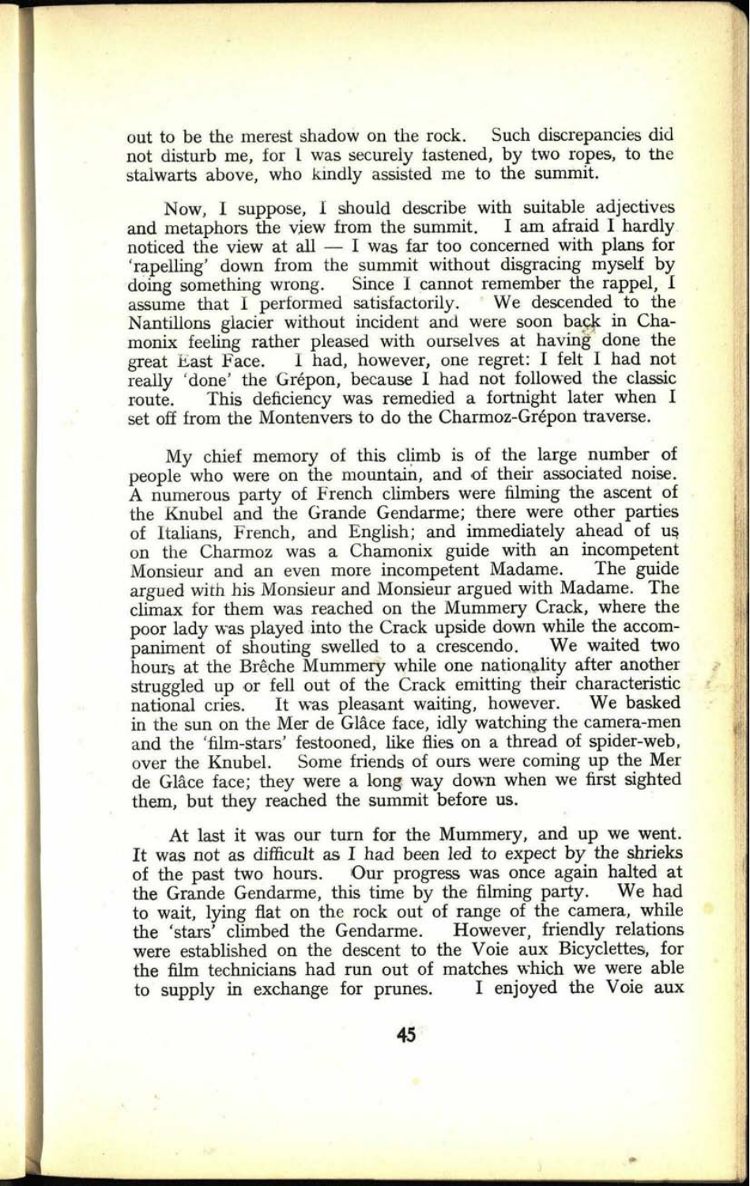out to be the merest shadow on the rock. Such discrepancies did not disturb me, for I was securely fastened, by two ropes, to the stalwarts above, who kindly assisted me to the summit.

Now, I suppose, I should describe with suitable adjectives and metaphors the view from the summit. I am afraid I hardly noticed the view at all — I was far too concerned with plans for 'rapelling' down from the summit without disgracing myself by doing something wrong. Since I cannot remember the rappel, I assume that I performed satisfactorily. We descended to the Nantillons glacier without incident and were soon back in Chamonix feeling rather pleased with ourselves at having done the great East Face. I had, however, one regret: I felt I had not really 'done' the Grépon, because I had not followed the classic route. This deficiency was remedied a fortnight later when I set off from the Montenvers to do the Charmoz-Grépon traverse.

My chief memory of this climb is of the large number of people who were on the mountain, and of their associated noise. A numerous party of French climbers were filming the ascent of the Knubel and the Grande Gendarme; there were other parties of Italians, French, and English; and immediately ahead of us on the Charmoz was a Chamonix guide with an incompetent Monsieur and an even more incompetent Madame. The guide argued with his Monsieur and Monsieur argued with Madame. The climax for them was reached on the Mummery Crack, where the poor lady was played into the Crack upside down while the accompaniment of shouting swelled to a crescendo. We waited two hours at the Brêche Mummery while one nationality after another struggled up or fell out of the Crack emitting their characteristic national cries. It was pleasant waiting, however. We basked in the sun on the Mer de Glâce face, idly watching the camera-men and the 'film-stars' festooned, like flies on a thread of spider-web, over the Knubel. Some friends of ours were coming up the Mer de Glâce face; they were a long way down when we first sighted them, but they reached the summit before us.

At last it was our turn for the Mummery, and up we went. It was not as difficult as I had been led to expect by the shrieks of the past two hours. Our progress was once again halted at the Grande Gendarme, this time by the filming party. We had to wait, lying flat on the rock out of range of the camera, while the 'stars' climbed the Gendarme. However, friendly relations were established on the descent to the Voie aux Bicyclettes, for the film technicians had run out of matches which we were able to supply in exchange for prunes. I enjoyed the Voie aux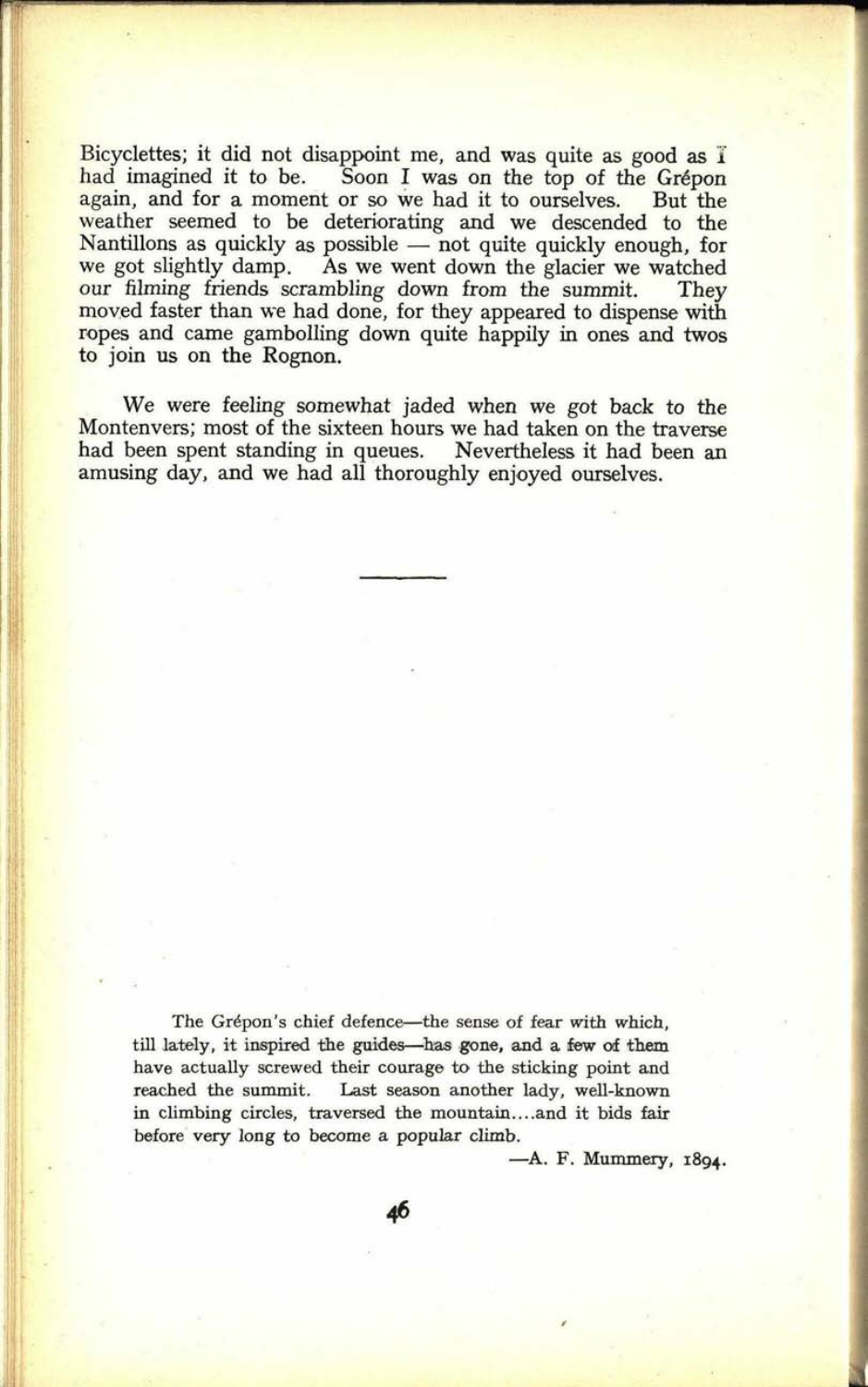Bicyclettes; it did not disappoint me, and was quite as good as I had imagined it to be. Soon I was on the top of the Grépon again, and for a moment or so we had it to ourselves. But the weather seemed to be deteriorating and we descended to the Nantillons as quickly as possible — not quite quickly enough, for we got slightly damp. As we went down the glacier we watched our *filming* friends scrambling down from the summit. They moved faster than we had done, for they appeared to dispense with ropes and came gambolling down quite happily in ones and twos to join us on the Rognon.

We were feeling somewhat jaded when we got back to the Montenvers; most of the sixteen hours we had taken on the traverse had been spent standing in queues. Nevertheless it had been an amusing day, and we had all thoroughly enjoyed ourselves.

---

The Grépon's chief defence—the sense of fear with which, till lately, it inspired the guides—has gone, and a few of them have actually screwed their courage to the sticking point and reached the summit. Last season another lady, well-known in climbing circles, traversed the mountain....and it bids fair before very long to become a popular climb.

—A. F. Mummery, 1894.